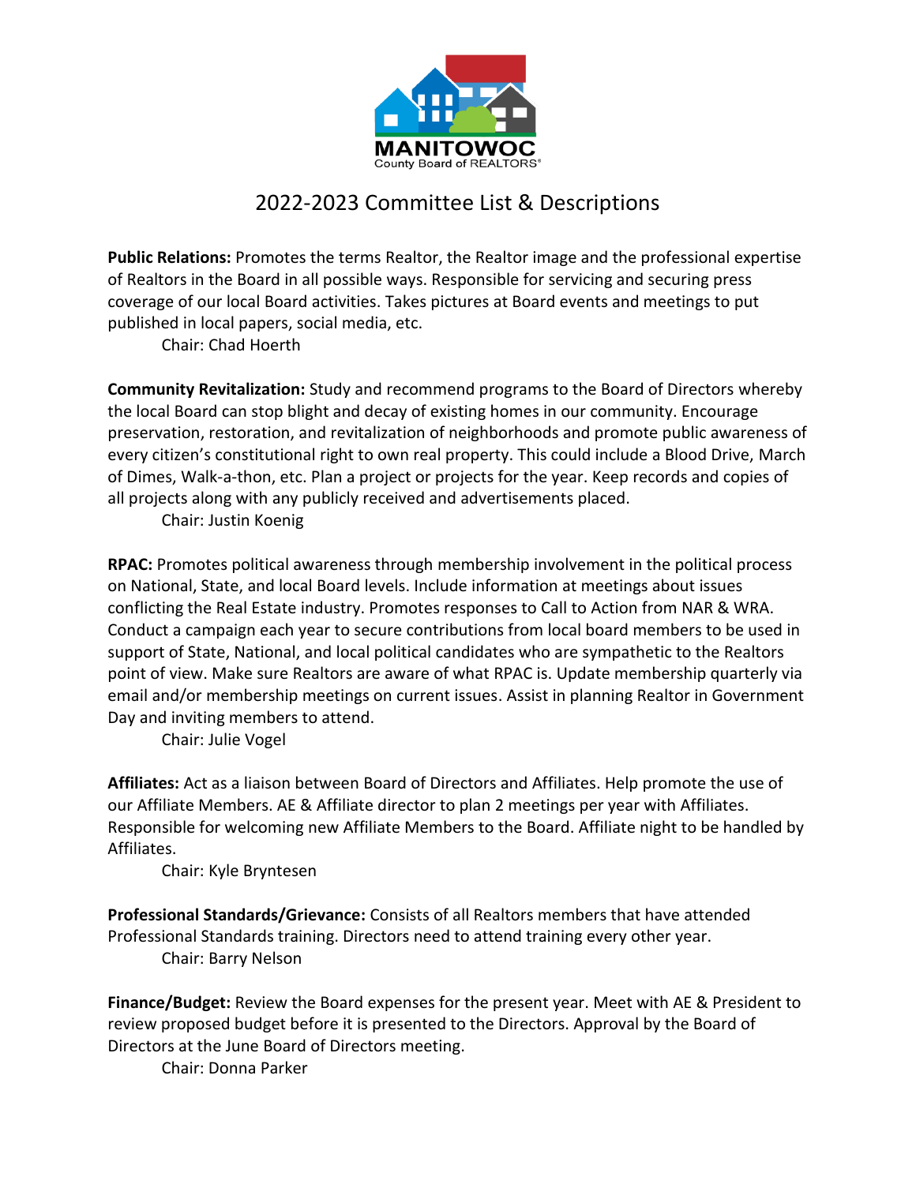MANITOWOC
County Board of REALTORS®

# 2022-2023 Committee List & Descriptions

**Public Relations:** Promotes the terms Realtor, the Realtor image and the professional expertise of Realtors in the Board in all possible ways. Responsible for servicing and securing press coverage of our local Board activities. Takes pictures at Board events and meetings to put published in local papers, social media, etc.

Chair: Chad Hoerth

**Community Revitalization:** Study and recommend programs to the Board of Directors whereby the local Board can stop blight and decay of existing homes in our community. Encourage preservation, restoration, and revitalization of neighborhoods and promote public awareness of every citizen's constitutional right to own real property. This could include a Blood Drive, March of Dimes, Walk-a-thon, etc. Plan a project or projects for the year. Keep records and copies of all projects along with any publicly received and advertisements placed.

Chair: Justin Koenig

**RPAC:** Promotes political awareness through membership involvement in the political process on National, State, and local Board levels. Include information at meetings about issues conflicting the Real Estate industry. Promotes responses to Call to Action from NAR & WRA. Conduct a campaign each year to secure contributions from local board members to be used in support of State, National, and local political candidates who are sympathetic to the Realtors point of view. Make sure Realtors are aware of what RPAC is. Update membership quarterly via email and/or membership meetings on current issues. Assist in planning Realtor in Government Day and inviting members to attend.

Chair: Julie Vogel

**Affiliates:** Act as a liaison between Board of Directors and Affiliates. Help promote the use of our Affiliate Members. AE & Affiliate director to plan 2 meetings per year with Affiliates. Responsible for welcoming new Affiliate Members to the Board. Affiliate night to be handled by Affiliates.

Chair: Kyle Bryntesen

**Professional Standards/Grievance:** Consists of all Realtors members that have attended Professional Standards training. Directors need to attend training every other year.

Chair: Barry Nelson

**Finance/Budget:** Review the Board expenses for the present year. Meet with AE & President to review proposed budget before it is presented to the Directors. Approval by the Board of Directors at the June Board of Directors meeting.

Chair: Donna Parker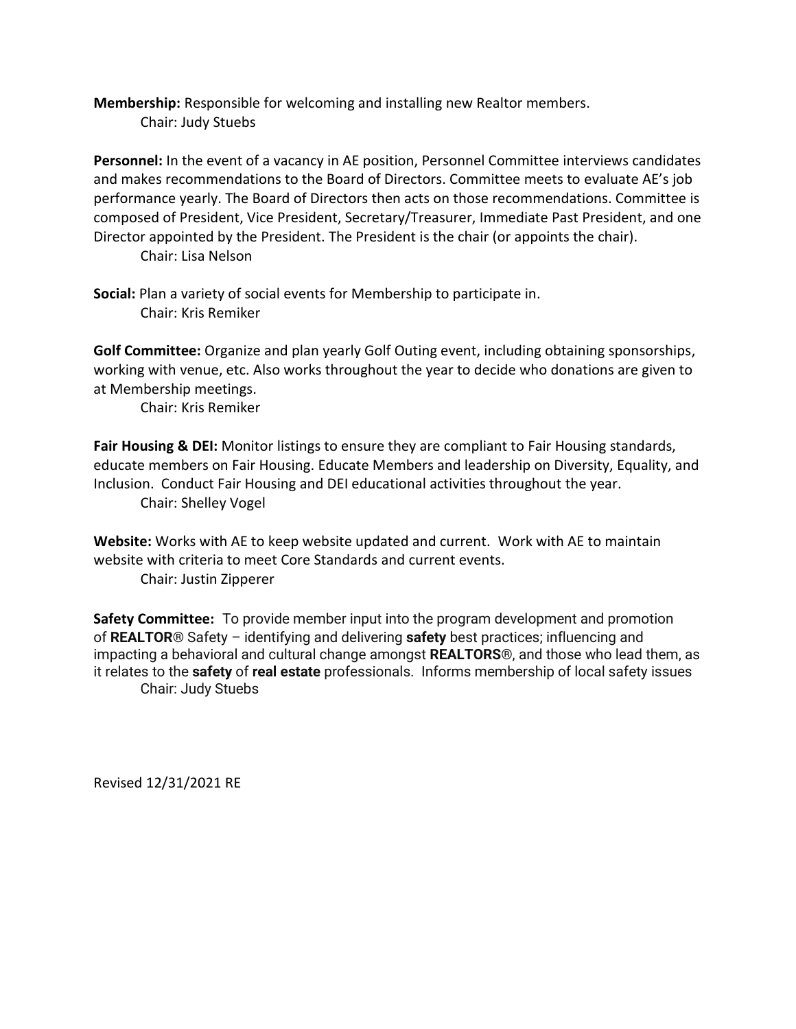**Membership:** Responsible for welcoming and installing new Realtor members.

Chair: Judy Stuebs

**Personnel:** In the event of a vacancy in AE position, Personnel Committee interviews candidates and makes recommendations to the Board of Directors. Committee meets to evaluate AE's job performance yearly. The Board of Directors then acts on those recommendations. Committee is composed of President, Vice President, Secretary/Treasurer, Immediate Past President, and one Director appointed by the President. The President is the chair (or appoints the chair).

Chair: Lisa Nelson

**Social:** Plan a variety of social events for Membership to participate in.

Chair: Kris Remiker

**Golf Committee:** Organize and plan yearly Golf Outing event, including obtaining sponsorships, working with venue, etc. Also works throughout the year to decide who donations are given to at Membership meetings.

Chair: Kris Remiker

**Fair Housing & DEI:** Monitor listings to ensure they are compliant to Fair Housing standards, educate members on Fair Housing. Educate Members and leadership on Diversity, Equality, and Inclusion. Conduct Fair Housing and DEI educational activities throughout the year.

Chair: Shelley Vogel

**Website:** Works with AE to keep website updated and current. Work with AE to maintain website with criteria to meet Core Standards and current events.

Chair: Justin Zipperer

**Safety Committee:** To provide member input into the program development and promotion of **REALTOR**® Safety – identifying and delivering **safety** best practices; influencing and impacting a behavioral and cultural change amongst **REALTORS**®, and those who lead them, as it relates to the **safety** of **real estate** professionals. Informs membership of local safety issues

Chair: Judy Stuebs

Revised 12/31/2021 RE